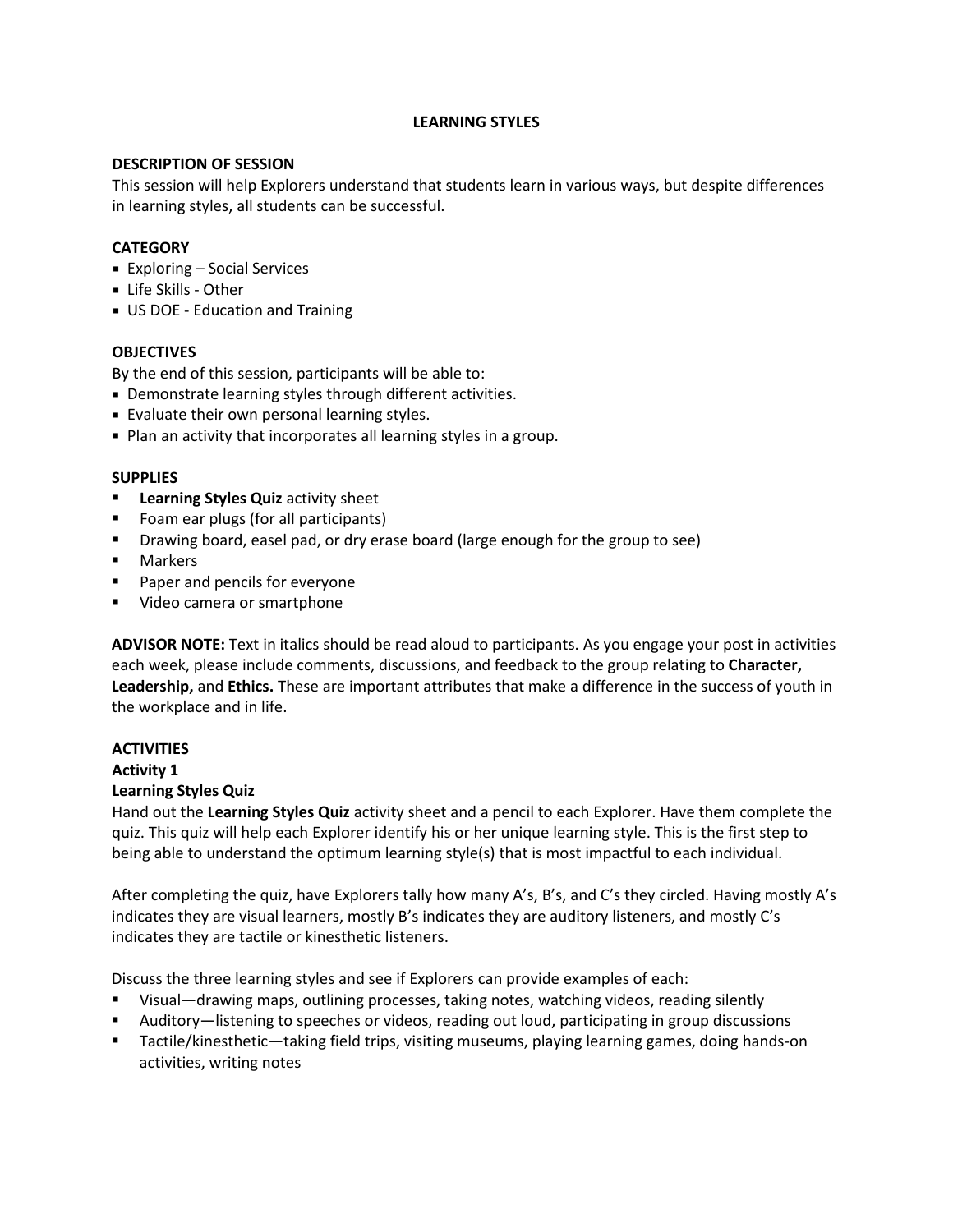# LEARNING STYLES

## DESCRIPTION OF SESSION

This session will help Explorers understand that students learn in various ways, but despite differences in learning styles, all students can be successful.

## CATEGORY

- Exploring – Social Services
- Life Skills - Other
- US DOE - Education and Training

## OBJECTIVES

By the end of this session, participants will be able to:

- Demonstrate learning styles through different activities.
- Evaluate their own personal learning styles.
- Plan an activity that incorporates all learning styles in a group.

## SUPPLIES

- **Learning Styles Quiz** activity sheet
- Foam ear plugs (for all participants)
- Drawing board, easel pad, or dry erase board (large enough for the group to see)
- Markers
- Paper and pencils for everyone
- Video camera or smartphone

**ADVISOR NOTE:** Text in italics should be read aloud to participants. As you engage your post in activities each week, please include comments, discussions, and feedback to the group relating to **Character, Leadership,** and **Ethics.** These are important attributes that make a difference in the success of youth in the workplace and in life.

## ACTIVITIES

### Activity 1

### Learning Styles Quiz

Hand out the **Learning Styles Quiz** activity sheet and a pencil to each Explorer. Have them complete the quiz. This quiz will help each Explorer identify his or her unique learning style. This is the first step to being able to understand the optimum learning style(s) that is most impactful to each individual.

After completing the quiz, have Explorers tally how many A's, B's, and C's they circled. Having mostly A's indicates they are visual learners, mostly B's indicates they are auditory listeners, and mostly C's indicates they are tactile or kinesthetic listeners.

Discuss the three learning styles and see if Explorers can provide examples of each:

- Visual—drawing maps, outlining processes, taking notes, watching videos, reading silently
- Auditory—listening to speeches or videos, reading out loud, participating in group discussions
- Tactile/kinesthetic—taking field trips, visiting museums, playing learning games, doing hands-on activities, writing notes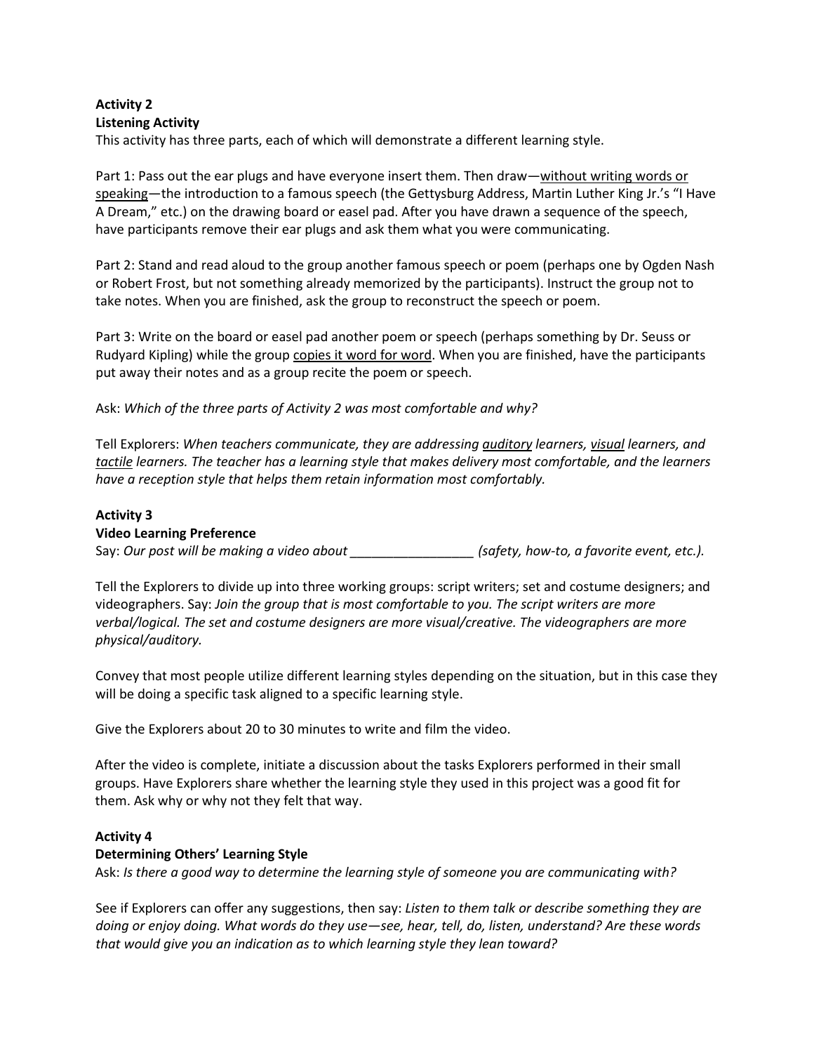**Activity 2**
**Listening Activity**
This activity has three parts, each of which will demonstrate a different learning style.

Part 1: Pass out the ear plugs and have everyone insert them. Then draw—<u>without writing words or speaking</u>—the introduction to a famous speech (the Gettysburg Address, Martin Luther King Jr.'s "I Have A Dream," etc.) on the drawing board or easel pad. After you have drawn a sequence of the speech, have participants remove their ear plugs and ask them what you were communicating.

Part 2: Stand and read aloud to the group another famous speech or poem (perhaps one by Ogden Nash or Robert Frost, but not something already memorized by the participants). Instruct the group not to take notes. When you are finished, ask the group to reconstruct the speech or poem.

Part 3: Write on the board or easel pad another poem or speech (perhaps something by Dr. Seuss or Rudyard Kipling) while the group <u>copies it word for word</u>. When you are finished, have the participants put away their notes and as a group recite the poem or speech.

Ask: *Which of the three parts of Activity 2 was most comfortable and why?*

Tell Explorers: *When teachers communicate, they are addressing <u>auditory</u> learners, <u>visual</u> learners, and <u>tactile</u> learners. The teacher has a learning style that makes delivery most comfortable, and the learners have a reception style that helps them retain information most comfortably.*

**Activity 3**
**Video Learning Preference**
Say: *Our post will be making a video about _________________ (safety, how-to, a favorite event, etc.).*

Tell the Explorers to divide up into three working groups: script writers; set and costume designers; and videographers. Say: *Join the group that is most comfortable to you. The script writers are more verbal/logical. The set and costume designers are more visual/creative. The videographers are more physical/auditory.*

Convey that most people utilize different learning styles depending on the situation, but in this case they will be doing a specific task aligned to a specific learning style.

Give the Explorers about 20 to 30 minutes to write and film the video.

After the video is complete, initiate a discussion about the tasks Explorers performed in their small groups. Have Explorers share whether the learning style they used in this project was a good fit for them. Ask why or why not they felt that way.

**Activity 4**
**Determining Others' Learning Style**
Ask: *Is there a good way to determine the learning style of someone you are communicating with?*

See if Explorers can offer any suggestions, then say: *Listen to them talk or describe something they are doing or enjoy doing. What words do they use—see, hear, tell, do, listen, understand? Are these words that would give you an indication as to which learning style they lean toward?*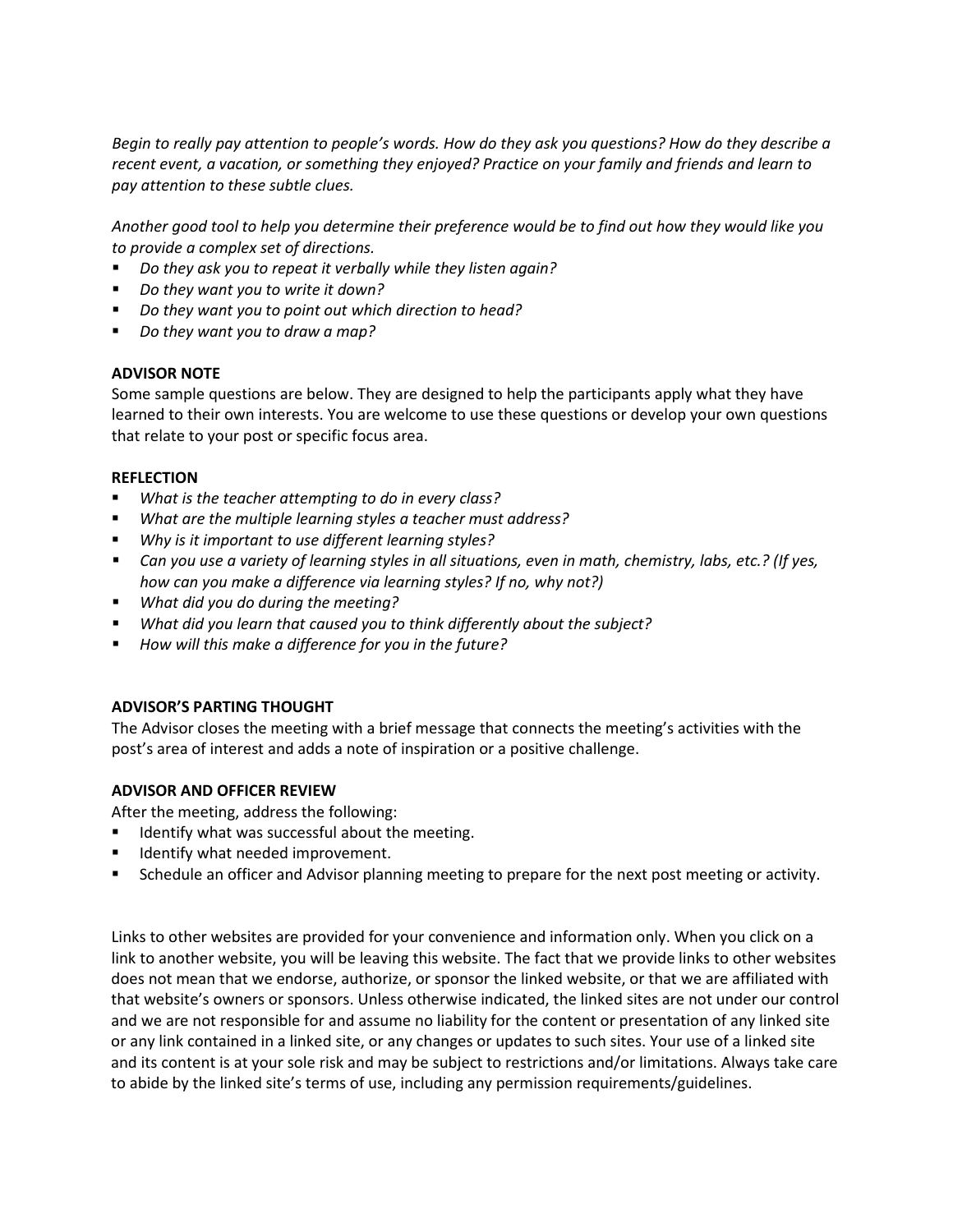*Begin to really pay attention to people's words. How do they ask you questions? How do they describe a recent event, a vacation, or something they enjoyed? Practice on your family and friends and learn to pay attention to these subtle clues.*

*Another good tool to help you determine their preference would be to find out how they would like you to provide a complex set of directions.*

- *Do they ask you to repeat it verbally while they listen again?*
- *Do they want you to write it down?*
- *Do they want you to point out which direction to head?*
- *Do they want you to draw a map?*

**ADVISOR NOTE**

Some sample questions are below. They are designed to help the participants apply what they have learned to their own interests. You are welcome to use these questions or develop your own questions that relate to your post or specific focus area.

**REFLECTION**

- *What is the teacher attempting to do in every class?*
- *What are the multiple learning styles a teacher must address?*
- *Why is it important to use different learning styles?*
- *Can you use a variety of learning styles in all situations, even in math, chemistry, labs, etc.? (If yes, how can you make a difference via learning styles? If no, why not?)*
- *What did you do during the meeting?*
- *What did you learn that caused you to think differently about the subject?*
- *How will this make a difference for you in the future?*

**ADVISOR'S PARTING THOUGHT**

The Advisor closes the meeting with a brief message that connects the meeting's activities with the post's area of interest and adds a note of inspiration or a positive challenge.

**ADVISOR AND OFFICER REVIEW**

After the meeting, address the following:

- Identify what was successful about the meeting.
- Identify what needed improvement.
- Schedule an officer and Advisor planning meeting to prepare for the next post meeting or activity.

Links to other websites are provided for your convenience and information only. When you click on a link to another website, you will be leaving this website. The fact that we provide links to other websites does not mean that we endorse, authorize, or sponsor the linked website, or that we are affiliated with that website's owners or sponsors. Unless otherwise indicated, the linked sites are not under our control and we are not responsible for and assume no liability for the content or presentation of any linked site or any link contained in a linked site, or any changes or updates to such sites. Your use of a linked site and its content is at your sole risk and may be subject to restrictions and/or limitations. Always take care to abide by the linked site's terms of use, including any permission requirements/guidelines.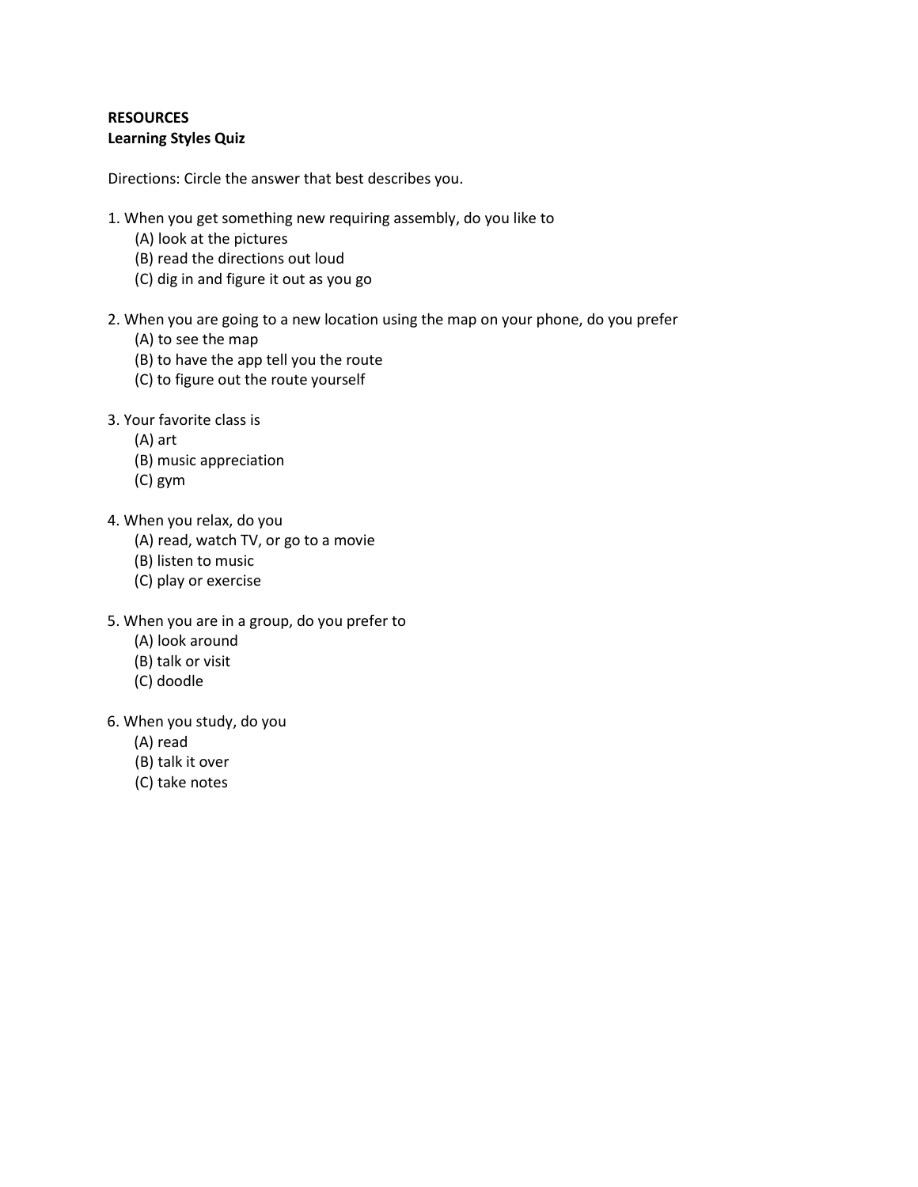**RESOURCES**
**Learning Styles Quiz**

Directions: Circle the answer that best describes you.

1. When you get something new requiring assembly, do you like to
   (A) look at the pictures
   (B) read the directions out loud
   (C) dig in and figure it out as you go

2. When you are going to a new location using the map on your phone, do you prefer
   (A) to see the map
   (B) to have the app tell you the route
   (C) to figure out the route yourself

3. Your favorite class is
   (A) art
   (B) music appreciation
   (C) gym

4. When you relax, do you
   (A) read, watch TV, or go to a movie
   (B) listen to music
   (C) play or exercise

5. When you are in a group, do you prefer to
   (A) look around
   (B) talk or visit
   (C) doodle

6. When you study, do you
   (A) read
   (B) talk it over
   (C) take notes